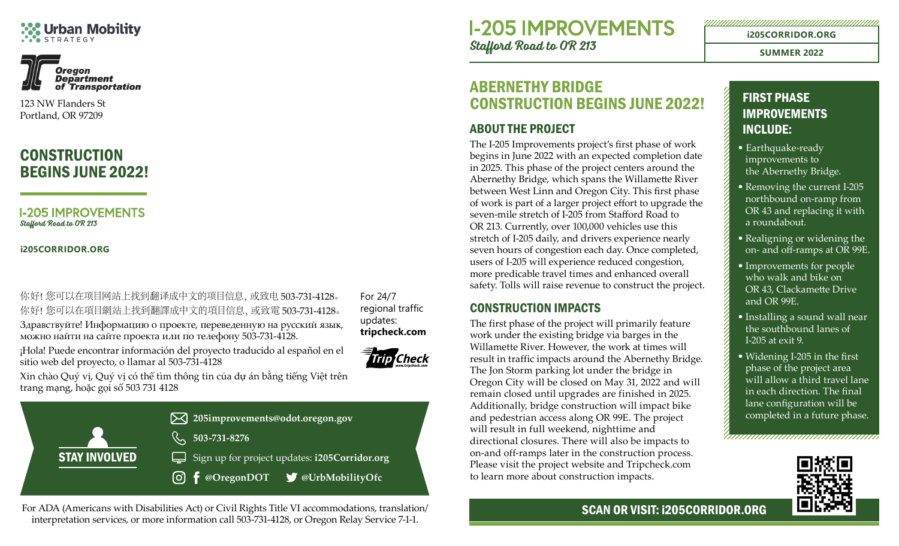Urban Mobility STRATEGY

Oregon Department of Transportation

123 NW Flanders St
Portland, OR 97209

## CONSTRUCTION BEGINS JUNE 2022!

**I-205 IMPROVEMENTS**
*Stafford Road to OR 213*

**i205CORRIDOR.ORG**

你好! 您可以在项目网站上找到翻译成中文的项目信息, 或致电 503-731-4128。
你好! 您可以在項目網站上找到翻譯成中文的項目信息, 或致電 503-731-4128。
Здравствуйте! Информацию о проекте, переведенную на русский язык, можно найти на сайте проекта или по телефону 503-731-4128.
¡Hola! Puede encontrar información del proyecto traducido al español en el sitio web del proyecto, o llamar al 503-731-4128
Xin chào Quý vị, Quý vị có thể tìm thông tin của dự án bằng tiếng Việt trên trang mạng, hoặc gọi số 503 731 4128

For 24/7 regional traffic updates: **tripcheck.com**

TripCheck

### STAY INVOLVED

- **205improvements@odot.oregon.gov**
- **503-731-8276**
- Sign up for project updates: **i205Corridor.org**
- **@OregonDOT** **@UrbMobilityOfc**

For ADA (Americans with Disabilities Act) or Civil Rights Title VI accommodations, translation/interpretation services, or more information call 503-731-4128, or Oregon Relay Service 7-1-1.

# I-205 IMPROVEMENTS
*Stafford Road to OR 213*

**i205CORRIDOR.ORG**
**SUMMER 2022**

## ABERNETHY BRIDGE CONSTRUCTION BEGINS JUNE 2022!

### ABOUT THE PROJECT

The I-205 Improvements project's first phase of work begins in June 2022 with an expected completion date in 2025. This phase of the project centers around the Abernethy Bridge, which spans the Willamette River between West Linn and Oregon City. This first phase of work is part of a larger project effort to upgrade the seven-mile stretch of I-205 from Stafford Road to OR 213. Currently, over 100,000 vehicles use this stretch of I-205 daily, and drivers experience nearly seven hours of congestion each day. Once completed, users of I-205 will experience reduced congestion, more predictable travel times and enhanced overall safety. Tolls will raise revenue to construct the project.

### CONSTRUCTION IMPACTS

The first phase of the project will primarily feature work under the existing bridge via barges in the Willamette River. However, the work at times will result in traffic impacts around the Abernethy Bridge. The Jon Storm parking lot under the bridge in Oregon City will be closed on May 31, 2022 and will remain closed until upgrades are finished in 2025. Additionally, bridge construction will impact bike and pedestrian access along OR 99E. The project will result in full weekend, nighttime and directional closures. There will also be impacts to on-and off-ramps later in the construction process. Please visit the project website and Tripcheck.com to learn more about construction impacts.

### FIRST PHASE IMPROVEMENTS INCLUDE:

- Earthquake-ready improvements to the Abernethy Bridge.
- Removing the current I-205 northbound on-ramp from OR 43 and replacing it with a roundabout.
- Realigning or widening the on- and off-ramps at OR 99E.
- Improvements for people who walk and bike on OR 43, Clackamette Drive and OR 99E.
- Installing a sound wall near the southbound lanes of I-205 at exit 9.
- Widening I-205 in the first phase of the project area will allow a third travel lane in each direction. The final lane configuration will be completed in a future phase.

**SCAN OR VISIT: i205CORRIDOR.ORG**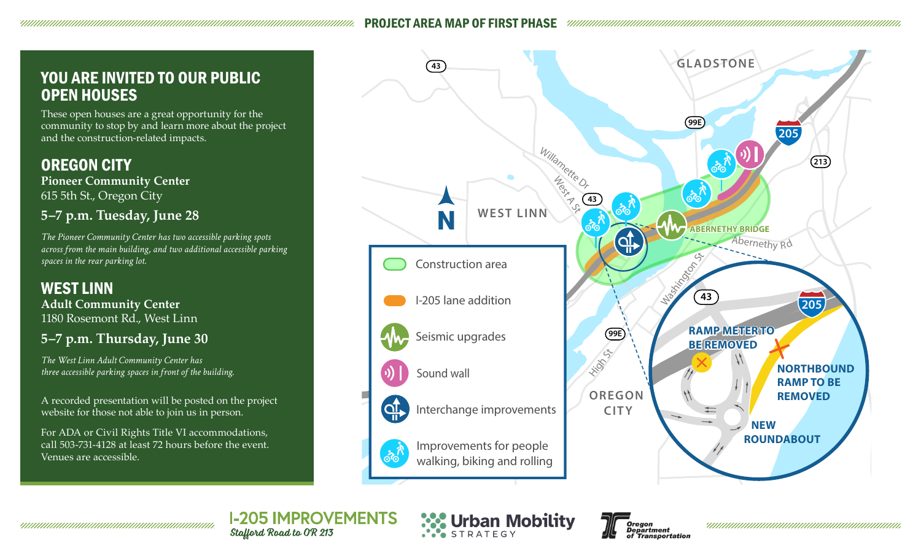# YOU ARE INVITED TO OUR PUBLIC OPEN HOUSES

These open houses are a great opportunity for the community to stop by and learn more about the project and the construction-related impacts.

## OREGON CITY

**Pioneer Community Center**
615 5th St., Oregon City

**5–7 p.m. Tuesday, June 28**

*The Pioneer Community Center has two accessible parking spots across from the main building, and two additional accessible parking spaces in the rear parking lot.*

## WEST LINN

**Adult Community Center**
1180 Rosemont Rd., West Linn

**5–7 p.m. Thursday, June 30**

*The West Linn Adult Community Center has three accessible parking spaces in front of the building.*

A recorded presentation will be posted on the project website for those not able to join us in person.

For ADA or Civil Rights Title VI accommodations, call 503-731-4128 at least 72 hours before the event. Venues are accessible.

## PROJECT AREA MAP OF FIRST PHASE

43
GLADSTONE
99E
205
213
Willamette Dr
West A St
43
WEST LINN
N
ABERNETHY BRIDGE
Abernethy Rd
Washington St
99E
High St
OREGON CITY
43
205
RAMP METER TO BE REMOVED
NORTHBOUND RAMP TO BE REMOVED
NEW ROUNDABOUT

Construction area
I-205 lane addition
Seismic upgrades
Sound wall
Interchange improvements
Improvements for people walking, biking and rolling

**I-205 IMPROVEMENTS**
*Stafford Road to OR 213*

Urban Mobility STRATEGY

Oregon Department of Transportation